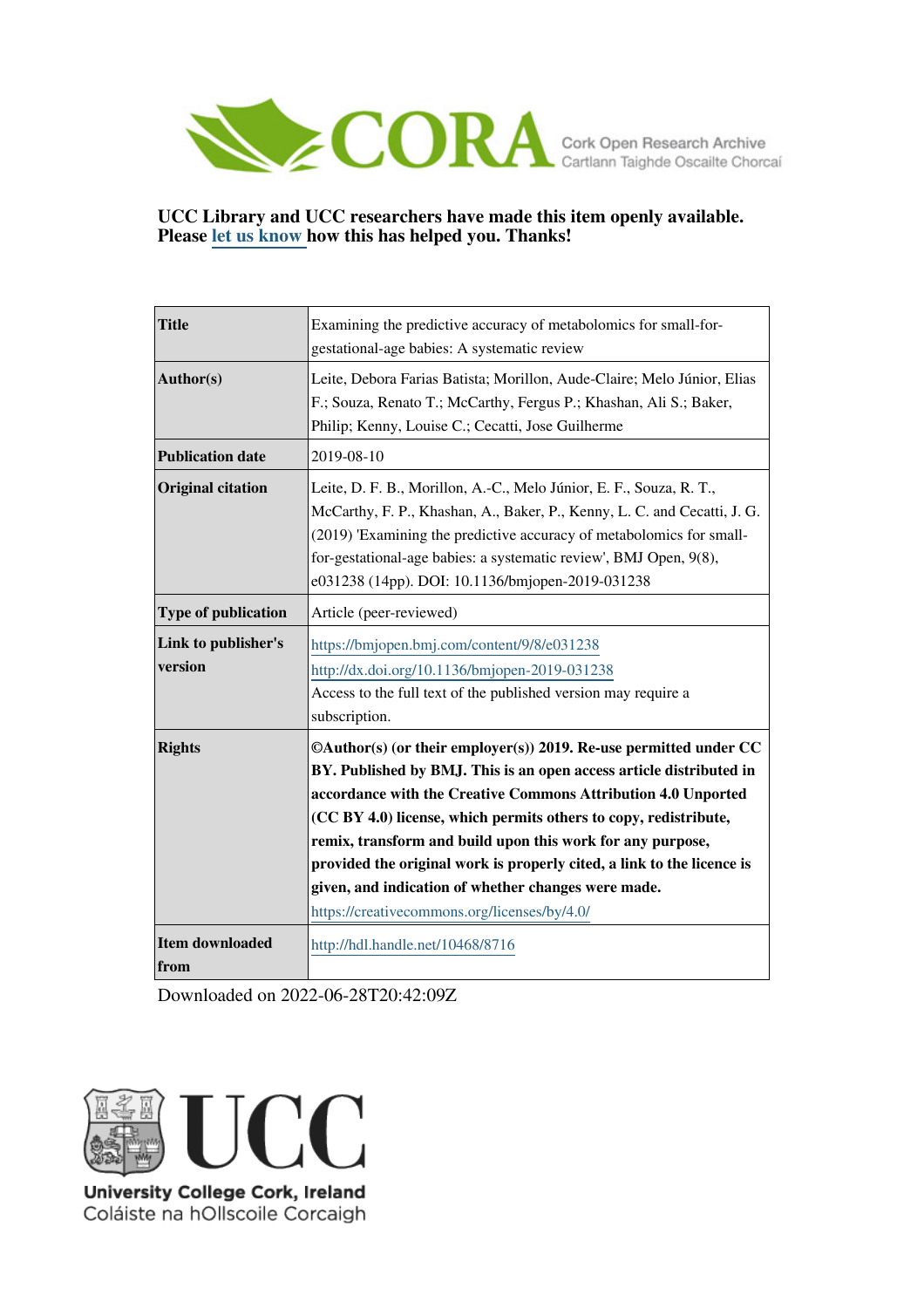CORA Cork Open Research Archive
Cartlann Taighde Oscailte Chorcaí

**UCC Library and UCC researchers have made this item openly available. Please let us know how this has helped you. Thanks!**

| | |
|---|---|
| **Title** | Examining the predictive accuracy of metabolomics for small-for-gestational-age babies: A systematic review |
| **Author(s)** | Leite, Debora Farias Batista; Morillon, Aude-Claire; Melo Júnior, Elias F.; Souza, Renato T.; McCarthy, Fergus P.; Khashan, Ali S.; Baker, Philip; Kenny, Louise C.; Cecatti, Jose Guilherme |
| **Publication date** | 2019-08-10 |
| **Original citation** | Leite, D. F. B., Morillon, A.-C., Melo Júnior, E. F., Souza, R. T., McCarthy, F. P., Khashan, A., Baker, P., Kenny, L. C. and Cecatti, J. G. (2019) 'Examining the predictive accuracy of metabolomics for small-for-gestational-age babies: a systematic review', BMJ Open, 9(8), e031238 (14pp). DOI: 10.1136/bmjopen-2019-031238 |
| **Type of publication** | Article (peer-reviewed) |
| **Link to publisher's version** | https://bmjopen.bmj.com/content/9/8/e031238<br>http://dx.doi.org/10.1136/bmjopen-2019-031238<br>Access to the full text of the published version may require a subscription. |
| **Rights** | **©Author(s) (or their employer(s)) 2019. Re-use permitted under CC BY. Published by BMJ. This is an open access article distributed in accordance with the Creative Commons Attribution 4.0 Unported (CC BY 4.0) license, which permits others to copy, redistribute, remix, transform and build upon this work for any purpose, provided the original work is properly cited, a link to the licence is given, and indication of whether changes were made.**<br>https://creativecommons.org/licenses/by/4.0/ |
| **Item downloaded from** | http://hdl.handle.net/10468/8716 |

Downloaded on 2022-06-28T20:42:09Z

UCC
University College Cork, Ireland
Coláiste na hOllscoile Corcaigh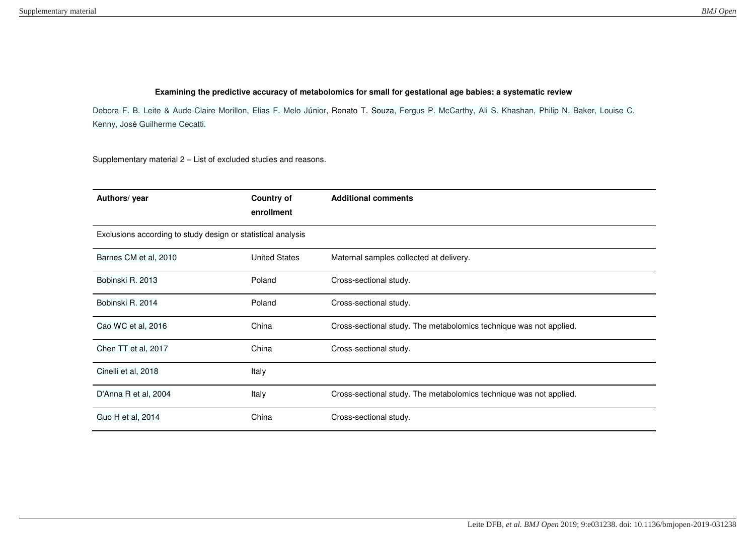**Examining the predictive accuracy of metabolomics for small for gestational age babies: a systematic review**

Debora F. B. Leite & Aude-Claire Morillon, Elias F. Melo Júnior, Renato T. Souza, Fergus P. McCarthy, Ali S. Khashan, Philip N. Baker, Louise C. Kenny, José Guilherme Cecatti.

Supplementary material 2 – List of excluded studies and reasons.

| Authors/ year | Country of enrollment | Additional comments |
|---|---|---|
| Exclusions according to study design or statistical analysis | | |
| Barnes CM et al, 2010 | United States | Maternal samples collected at delivery. |
| Bobinski R. 2013 | Poland | Cross-sectional study. |
| Bobinski R. 2014 | Poland | Cross-sectional study. |
| Cao WC et al, 2016 | China | Cross-sectional study. The metabolomics technique was not applied. |
| Chen TT et al, 2017 | China | Cross-sectional study. |
| Cinelli et al, 2018 | Italy | |
| D'Anna R et al, 2004 | Italy | Cross-sectional study. The metabolomics technique was not applied. |
| Guo H et al, 2014 | China | Cross-sectional study. |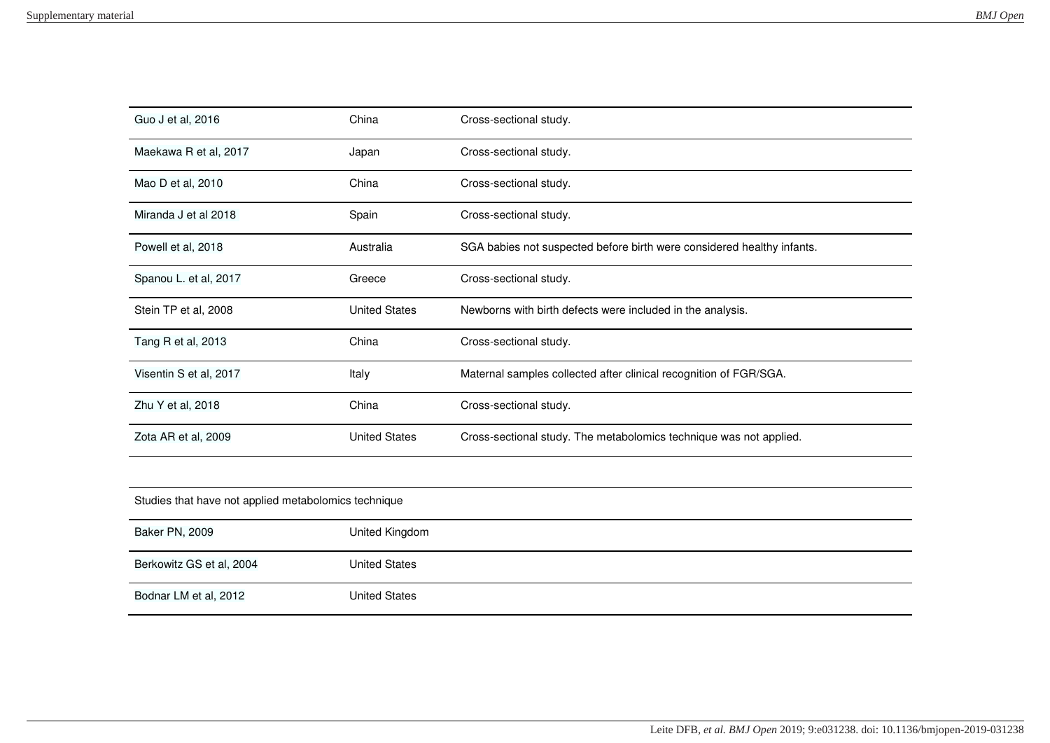| | | |
|---|---|---|
| Guo J et al, 2016 | China | Cross-sectional study. |
| Maekawa R et al, 2017 | Japan | Cross-sectional study. |
| Mao D et al, 2010 | China | Cross-sectional study. |
| Miranda J et al 2018 | Spain | Cross-sectional study. |
| Powell et al, 2018 | Australia | SGA babies not suspected before birth were considered healthy infants. |
| Spanou L. et al, 2017 | Greece | Cross-sectional study. |
| Stein TP et al, 2008 | United States | Newborns with birth defects were included in the analysis. |
| Tang R et al, 2013 | China | Cross-sectional study. |
| Visentin S et al, 2017 | Italy | Maternal samples collected after clinical recognition of FGR/SGA. |
| Zhu Y et al, 2018 | China | Cross-sectional study. |
| Zota AR et al, 2009 | United States | Cross-sectional study. The metabolomics technique was not applied. |
| | | |
| Studies that have not applied metabolomics technique | | |
| Baker PN, 2009 | United Kingdom | |
| Berkowitz GS et al, 2004 | United States | |
| Bodnar LM et al, 2012 | United States | |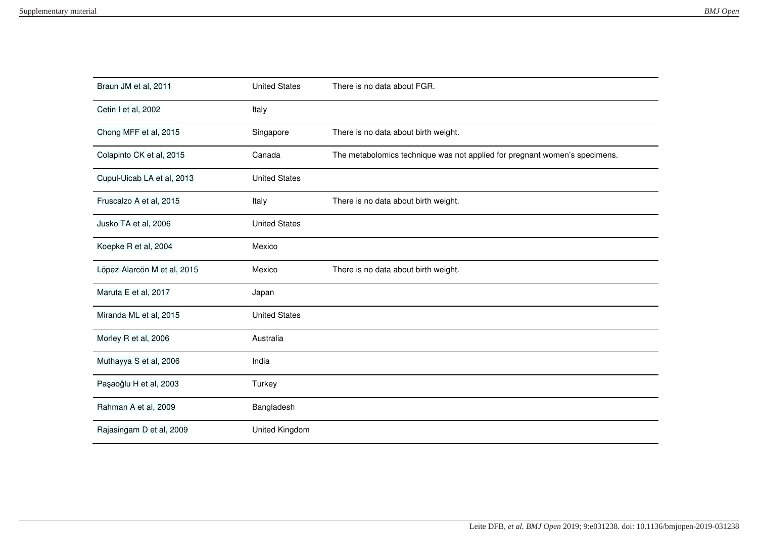| | | |
|---|---|---|
| Braun JM et al, 2011 | United States | There is no data about FGR. |
| Cetin I et al, 2002 | Italy | |
| Chong MFF et al, 2015 | Singapore | There is no data about birth weight. |
| Colapinto CK et al, 2015 | Canada | The metabolomics technique was not applied for pregnant women's specimens. |
| Cupul-Uicab LA et al, 2013 | United States | |
| Fruscalzo A et al, 2015 | Italy | There is no data about birth weight. |
| Jusko TA et al, 2006 | United States | |
| Koepke R et al, 2004 | Mexico | |
| Lõpez-Alarcõn M et al, 2015 | Mexico | There is no data about birth weight. |
| Maruta E et al, 2017 | Japan | |
| Miranda ML et al, 2015 | United States | |
| Morley R et al, 2006 | Australia | |
| Muthayya S et al, 2006 | India | |
| Paşaoğlu H et al, 2003 | Turkey | |
| Rahman A et al, 2009 | Bangladesh | |
| Rajasingam D et al, 2009 | United Kingdom | |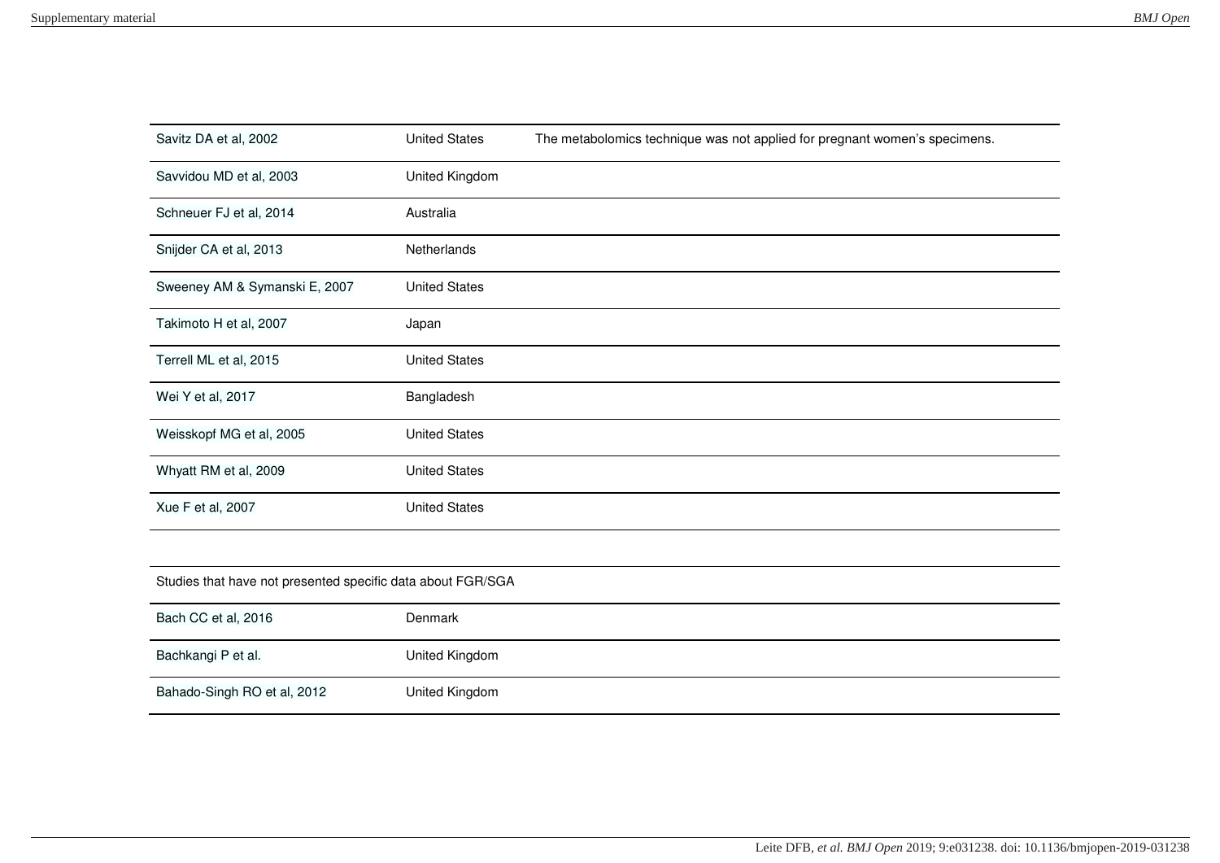| | | |
|---|---|---|
| Savitz DA et al, 2002 | United States | The metabolomics technique was not applied for pregnant women's specimens. |
| Savvidou MD et al, 2003 | United Kingdom | |
| Schneuer FJ et al, 2014 | Australia | |
| Snijder CA et al, 2013 | Netherlands | |
| Sweeney AM & Symanski E, 2007 | United States | |
| Takimoto H et al, 2007 | Japan | |
| Terrell ML et al, 2015 | United States | |
| Wei Y et al, 2017 | Bangladesh | |
| Weisskopf MG et al, 2005 | United States | |
| Whyatt RM et al, 2009 | United States | |
| Xue F et al, 2007 | United States | |
| | | |
| Studies that have not presented specific data about FGR/SGA | | |
| Bach CC et al, 2016 | Denmark | |
| Bachkangi P et al. | United Kingdom | |
| Bahado-Singh RO et al, 2012 | United Kingdom | |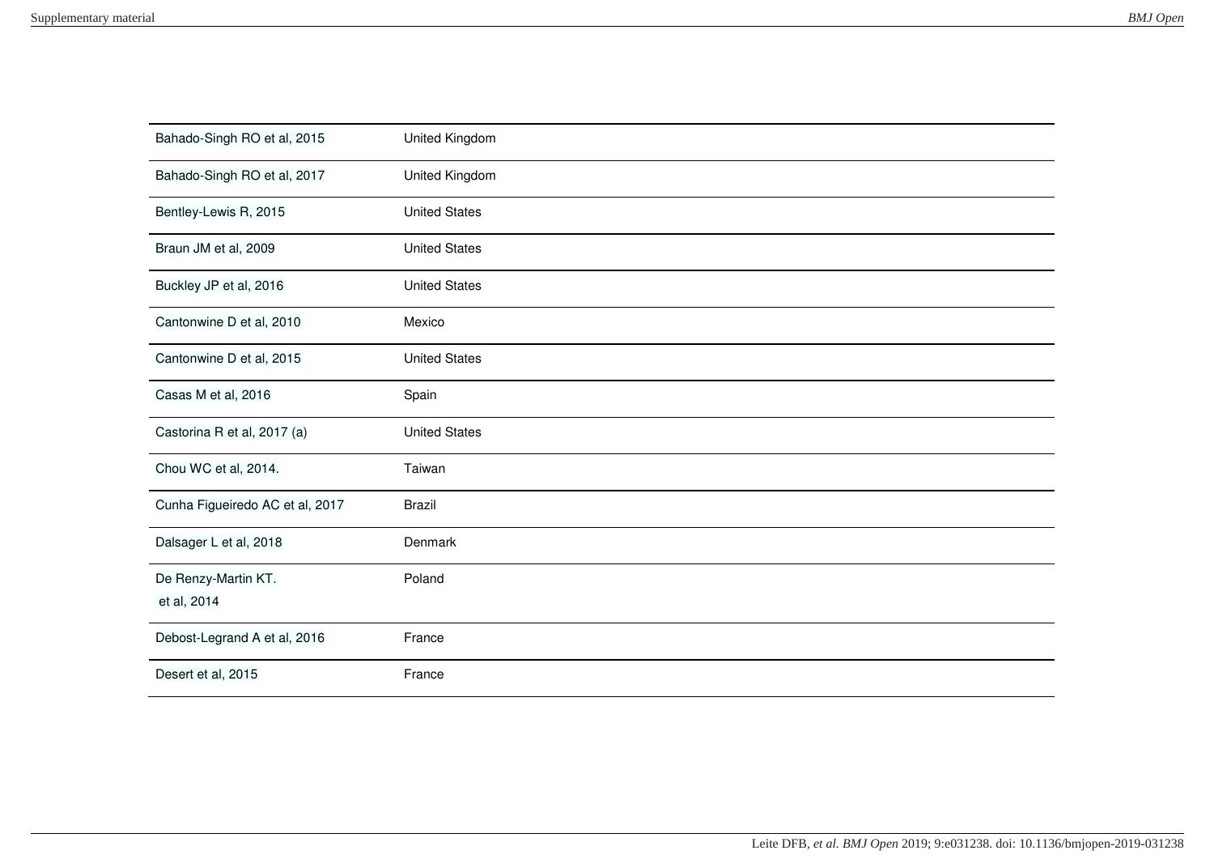| | |
|---|---|
| Bahado-Singh RO et al, 2015 | United Kingdom |
| Bahado-Singh RO et al, 2017 | United Kingdom |
| Bentley-Lewis R, 2015 | United States |
| Braun JM et al, 2009 | United States |
| Buckley JP et al, 2016 | United States |
| Cantonwine D et al, 2010 | Mexico |
| Cantonwine D et al, 2015 | United States |
| Casas M et al, 2016 | Spain |
| Castorina R et al, 2017 (a) | United States |
| Chou WC et al, 2014. | Taiwan |
| Cunha Figueiredo AC et al, 2017 | Brazil |
| Dalsager L et al, 2018 | Denmark |
| De Renzy-Martin KT. et al, 2014 | Poland |
| Debost-Legrand A et al, 2016 | France |
| Desert et al, 2015 | France |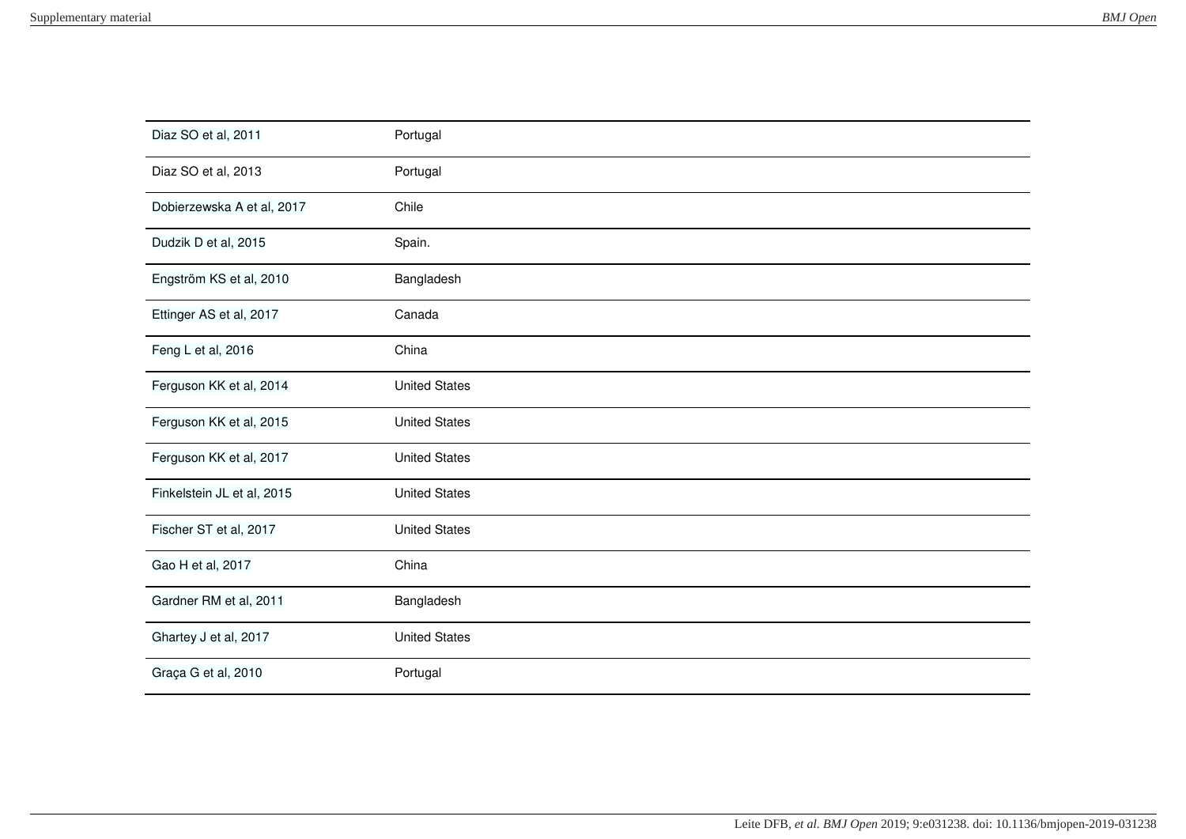| | |
|---|---|
| Diaz SO et al, 2011 | Portugal |
| Diaz SO et al, 2013 | Portugal |
| Dobierzewska A et al, 2017 | Chile |
| Dudzik D et al, 2015 | Spain. |
| Engström KS et al, 2010 | Bangladesh |
| Ettinger AS et al, 2017 | Canada |
| Feng L et al, 2016 | China |
| Ferguson KK et al, 2014 | United States |
| Ferguson KK et al, 2015 | United States |
| Ferguson KK et al, 2017 | United States |
| Finkelstein JL et al, 2015 | United States |
| Fischer ST et al, 2017 | United States |
| Gao H et al, 2017 | China |
| Gardner RM et al, 2011 | Bangladesh |
| Ghartey J et al, 2017 | United States |
| Graça G et al, 2010 | Portugal |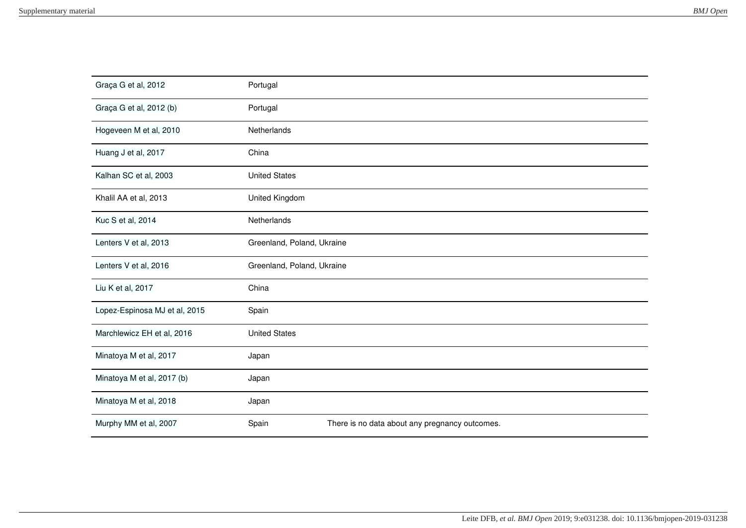| | | |
|---|---|---|
| Graça G et al, 2012 | Portugal | |
| Graça G et al, 2012 (b) | Portugal | |
| Hogeveen M et al, 2010 | Netherlands | |
| Huang J et al, 2017 | China | |
| Kalhan SC et al, 2003 | United States | |
| Khalil AA et al, 2013 | United Kingdom | |
| Kuc S et al, 2014 | Netherlands | |
| Lenters V et al, 2013 | Greenland, Poland, Ukraine | |
| Lenters V et al, 2016 | Greenland, Poland, Ukraine | |
| Liu K et al, 2017 | China | |
| Lopez-Espinosa MJ et al, 2015 | Spain | |
| Marchlewicz EH et al, 2016 | United States | |
| Minatoya M et al, 2017 | Japan | |
| Minatoya M et al, 2017 (b) | Japan | |
| Minatoya M et al, 2018 | Japan | |
| Murphy MM et al, 2007 | Spain | There is no data about any pregnancy outcomes. |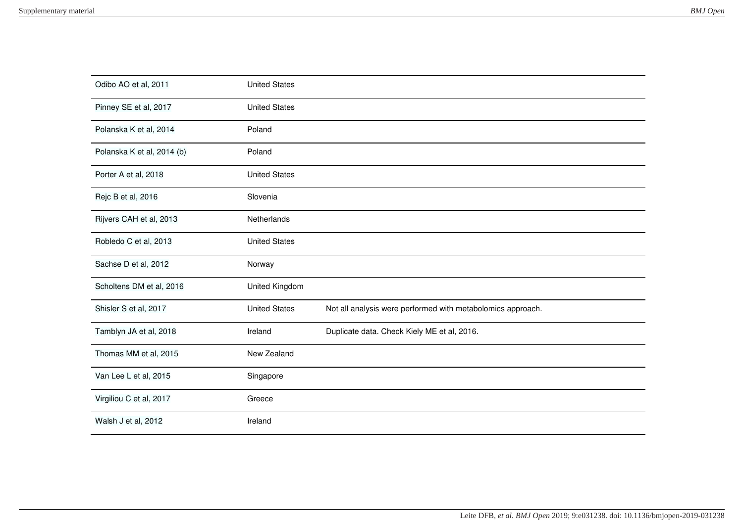| | | |
|---|---|---|
| Odibo AO et al, 2011 | United States | |
| Pinney SE et al, 2017 | United States | |
| Polanska K et al, 2014 | Poland | |
| Polanska K et al, 2014 (b) | Poland | |
| Porter A et al, 2018 | United States | |
| Rejc B et al, 2016 | Slovenia | |
| Rijvers CAH et al, 2013 | Netherlands | |
| Robledo C et al, 2013 | United States | |
| Sachse D et al, 2012 | Norway | |
| Scholtens DM et al, 2016 | United Kingdom | |
| Shisler S et al, 2017 | United States | Not all analysis were performed with metabolomics approach. |
| Tamblyn JA et al, 2018 | Ireland | Duplicate data. Check Kiely ME et al, 2016. |
| Thomas MM et al, 2015 | New Zealand | |
| Van Lee L et al, 2015 | Singapore | |
| Virgiliou C et al, 2017 | Greece | |
| Walsh J et al, 2012 | Ireland | |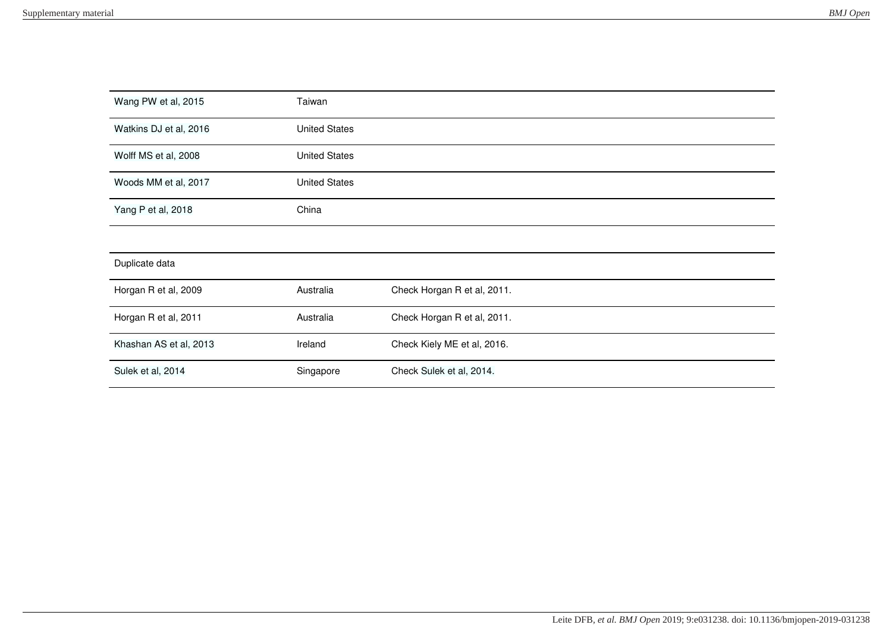| | | |
|---|---|---|
| Wang PW et al, 2015 | Taiwan | |
| Watkins DJ et al, 2016 | United States | |
| Wolff MS et al, 2008 | United States | |
| Woods MM et al, 2017 | United States | |
| Yang P et al, 2018 | China | |

| Duplicate data | | |
|---|---|---|
| Horgan R et al, 2009 | Australia | Check Horgan R et al, 2011. |
| Horgan R et al, 2011 | Australia | Check Horgan R et al, 2011. |
| Khashan AS et al, 2013 | Ireland | Check Kiely ME et al, 2016. |
| Sulek et al, 2014 | Singapore | Check Sulek et al, 2014. |